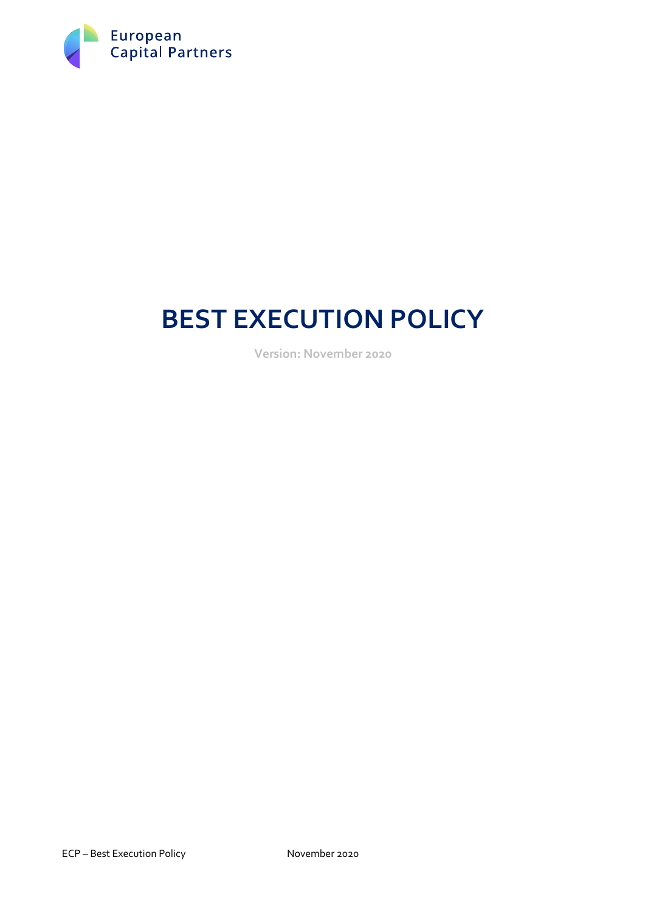European Capital Partners

# BEST EXECUTION POLICY

Version: November 2020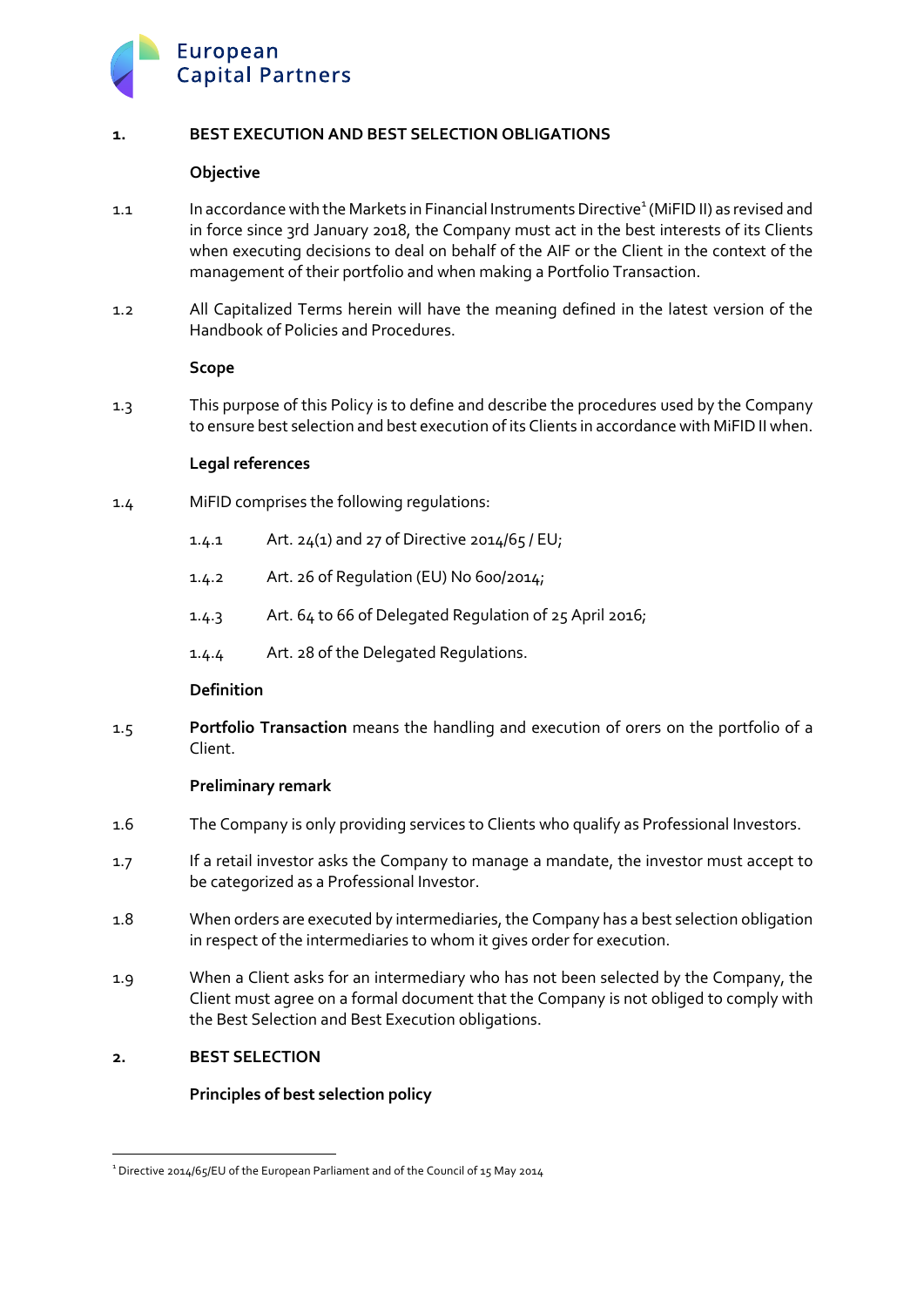## 1. BEST EXECUTION AND BEST SELECTION OBLIGATIONS

### Objective

1.1 In accordance with the Markets in Financial Instruments Directive[1] (MiFID II) as revised and in force since 3rd January 2018, the Company must act in the best interests of its Clients when executing decisions to deal on behalf of the AIF or the Client in the context of the management of their portfolio and when making a Portfolio Transaction.

1.2 All Capitalized Terms herein will have the meaning defined in the latest version of the Handbook of Policies and Procedures.

### Scope

1.3 This purpose of this Policy is to define and describe the procedures used by the Company to ensure best selection and best execution of its Clients in accordance with MiFID II when.

### Legal references

1.4 MiFID comprises the following regulations:

- 1.4.1 Art. 24(1) and 27 of Directive 2014/65 / EU;
- 1.4.2 Art. 26 of Regulation (EU) No 600/2014;
- 1.4.3 Art. 64 to 66 of Delegated Regulation of 25 April 2016;
- 1.4.4 Art. 28 of the Delegated Regulations.

### Definition

1.5 **Portfolio Transaction** means the handling and execution of orers on the portfolio of a Client.

### Preliminary remark

1.6 The Company is only providing services to Clients who qualify as Professional Investors.

1.7 If a retail investor asks the Company to manage a mandate, the investor must accept to be categorized as a Professional Investor.

1.8 When orders are executed by intermediaries, the Company has a best selection obligation in respect of the intermediaries to whom it gives order for execution.

1.9 When a Client asks for an intermediary who has not been selected by the Company, the Client must agree on a formal document that the Company is not obliged to comply with the Best Selection and Best Execution obligations.

## 2. BEST SELECTION

### Principles of best selection policy

---

[1] Directive 2014/65/EU of the European Parliament and of the Council of 15 May 2014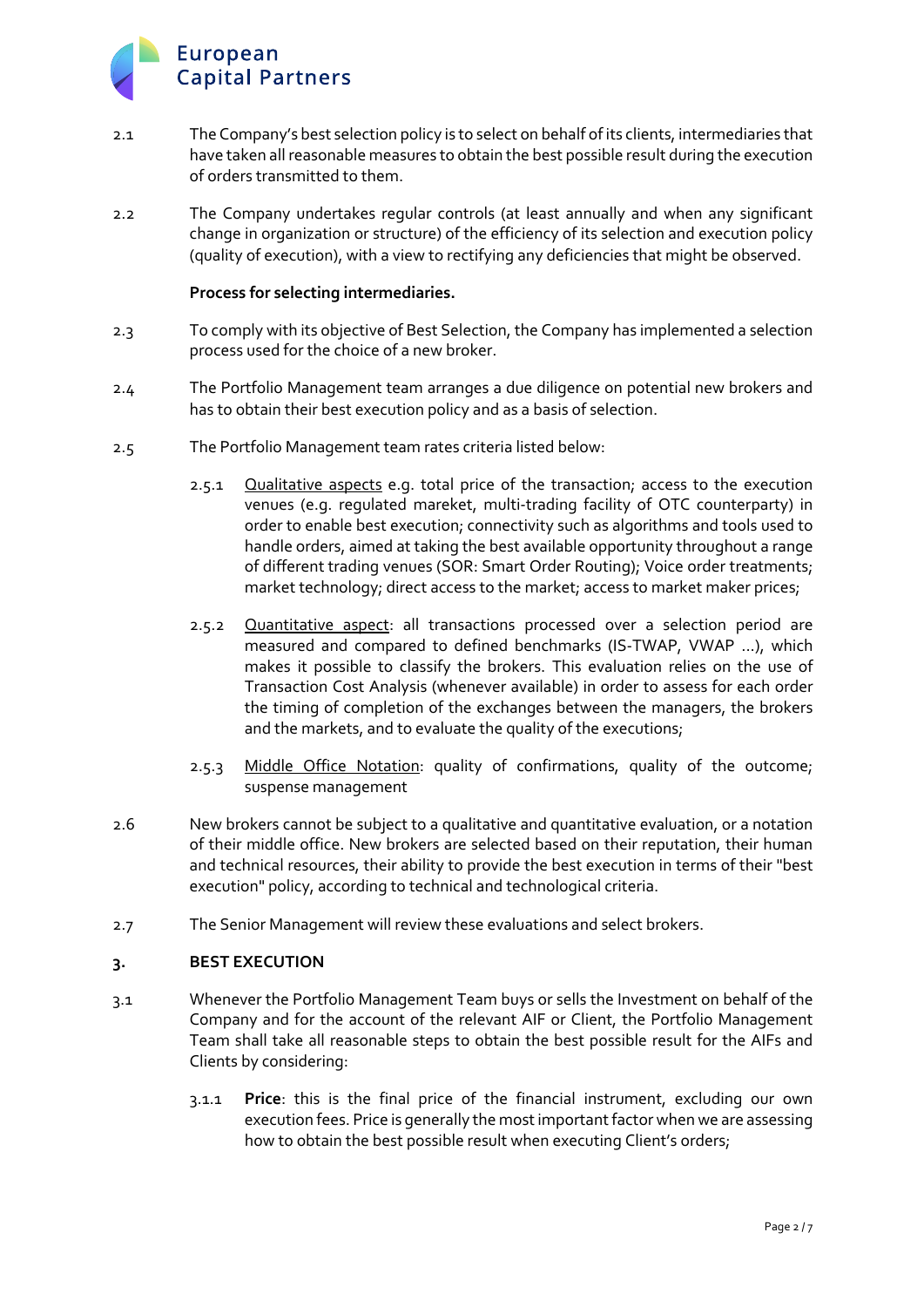2.1 The Company's best selection policy is to select on behalf of its clients, intermediaries that have taken all reasonable measures to obtain the best possible result during the execution of orders transmitted to them.

2.2 The Company undertakes regular controls (at least annually and when any significant change in organization or structure) of the efficiency of its selection and execution policy (quality of execution), with a view to rectifying any deficiencies that might be observed.

**Process for selecting intermediaries.**

2.3 To comply with its objective of Best Selection, the Company has implemented a selection process used for the choice of a new broker.

2.4 The Portfolio Management team arranges a due diligence on potential new brokers and has to obtain their best execution policy and as a basis of selection.

2.5 The Portfolio Management team rates criteria listed below:

2.5.1 Qualitative aspects e.g. total price of the transaction; access to the execution venues (e.g. regulated mareket, multi-trading facility of OTC counterparty) in order to enable best execution; connectivity such as algorithms and tools used to handle orders, aimed at taking the best available opportunity throughout a range of different trading venues (SOR: Smart Order Routing); Voice order treatments; market technology; direct access to the market; access to market maker prices;

2.5.2 Quantitative aspect: all transactions processed over a selection period are measured and compared to defined benchmarks (IS-TWAP, VWAP ...), which makes it possible to classify the brokers. This evaluation relies on the use of Transaction Cost Analysis (whenever available) in order to assess for each order the timing of completion of the exchanges between the managers, the brokers and the markets, and to evaluate the quality of the executions;

2.5.3 Middle Office Notation: quality of confirmations, quality of the outcome; suspense management

2.6 New brokers cannot be subject to a qualitative and quantitative evaluation, or a notation of their middle office. New brokers are selected based on their reputation, their human and technical resources, their ability to provide the best execution in terms of their "best execution" policy, according to technical and technological criteria.

2.7 The Senior Management will review these evaluations and select brokers.

## 3. BEST EXECUTION

3.1 Whenever the Portfolio Management Team buys or sells the Investment on behalf of the Company and for the account of the relevant AIF or Client, the Portfolio Management Team shall take all reasonable steps to obtain the best possible result for the AIFs and Clients by considering:

3.1.1 **Price**: this is the final price of the financial instrument, excluding our own execution fees. Price is generally the most important factor when we are assessing how to obtain the best possible result when executing Client's orders;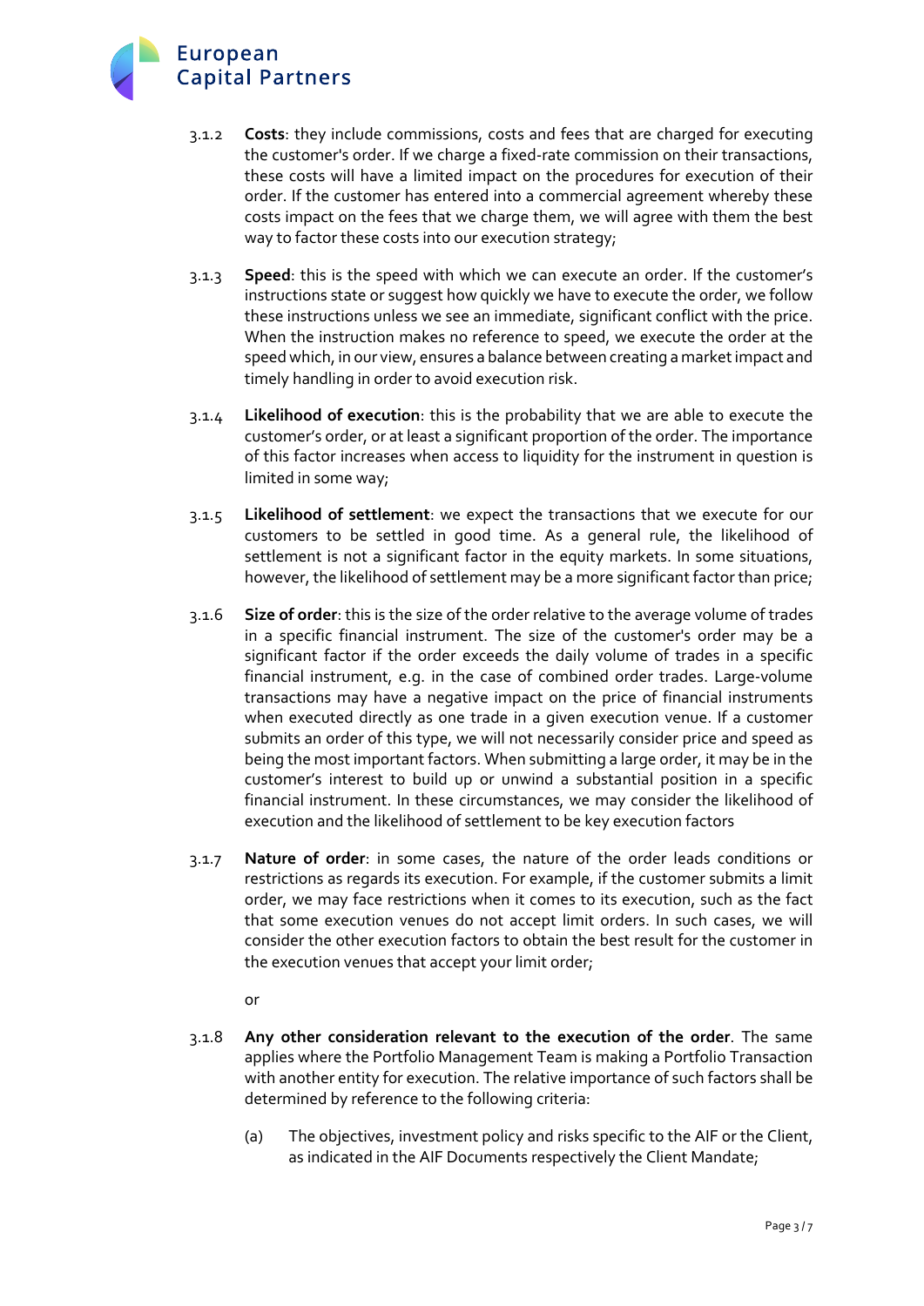3.1.2 **Costs**: they include commissions, costs and fees that are charged for executing the customer's order. If we charge a fixed-rate commission on their transactions, these costs will have a limited impact on the procedures for execution of their order. If the customer has entered into a commercial agreement whereby these costs impact on the fees that we charge them, we will agree with them the best way to factor these costs into our execution strategy;

3.1.3 **Speed**: this is the speed with which we can execute an order. If the customer's instructions state or suggest how quickly we have to execute the order, we follow these instructions unless we see an immediate, significant conflict with the price. When the instruction makes no reference to speed, we execute the order at the speed which, in our view, ensures a balance between creating a market impact and timely handling in order to avoid execution risk.

3.1.4 **Likelihood of execution**: this is the probability that we are able to execute the customer's order, or at least a significant proportion of the order. The importance of this factor increases when access to liquidity for the instrument in question is limited in some way;

3.1.5 **Likelihood of settlement**: we expect the transactions that we execute for our customers to be settled in good time. As a general rule, the likelihood of settlement is not a significant factor in the equity markets. In some situations, however, the likelihood of settlement may be a more significant factor than price;

3.1.6 **Size of order**: this is the size of the order relative to the average volume of trades in a specific financial instrument. The size of the customer's order may be a significant factor if the order exceeds the daily volume of trades in a specific financial instrument, e.g. in the case of combined order trades. Large-volume transactions may have a negative impact on the price of financial instruments when executed directly as one trade in a given execution venue. If a customer submits an order of this type, we will not necessarily consider price and speed as being the most important factors. When submitting a large order, it may be in the customer's interest to build up or unwind a substantial position in a specific financial instrument. In these circumstances, we may consider the likelihood of execution and the likelihood of settlement to be key execution factors

3.1.7 **Nature of order**: in some cases, the nature of the order leads conditions or restrictions as regards its execution. For example, if the customer submits a limit order, we may face restrictions when it comes to its execution, such as the fact that some execution venues do not accept limit orders. In such cases, we will consider the other execution factors to obtain the best result for the customer in the execution venues that accept your limit order;

or

3.1.8 **Any other consideration relevant to the execution of the order**. The same applies where the Portfolio Management Team is making a Portfolio Transaction with another entity for execution. The relative importance of such factors shall be determined by reference to the following criteria:

(a) The objectives, investment policy and risks specific to the AIF or the Client, as indicated in the AIF Documents respectively the Client Mandate;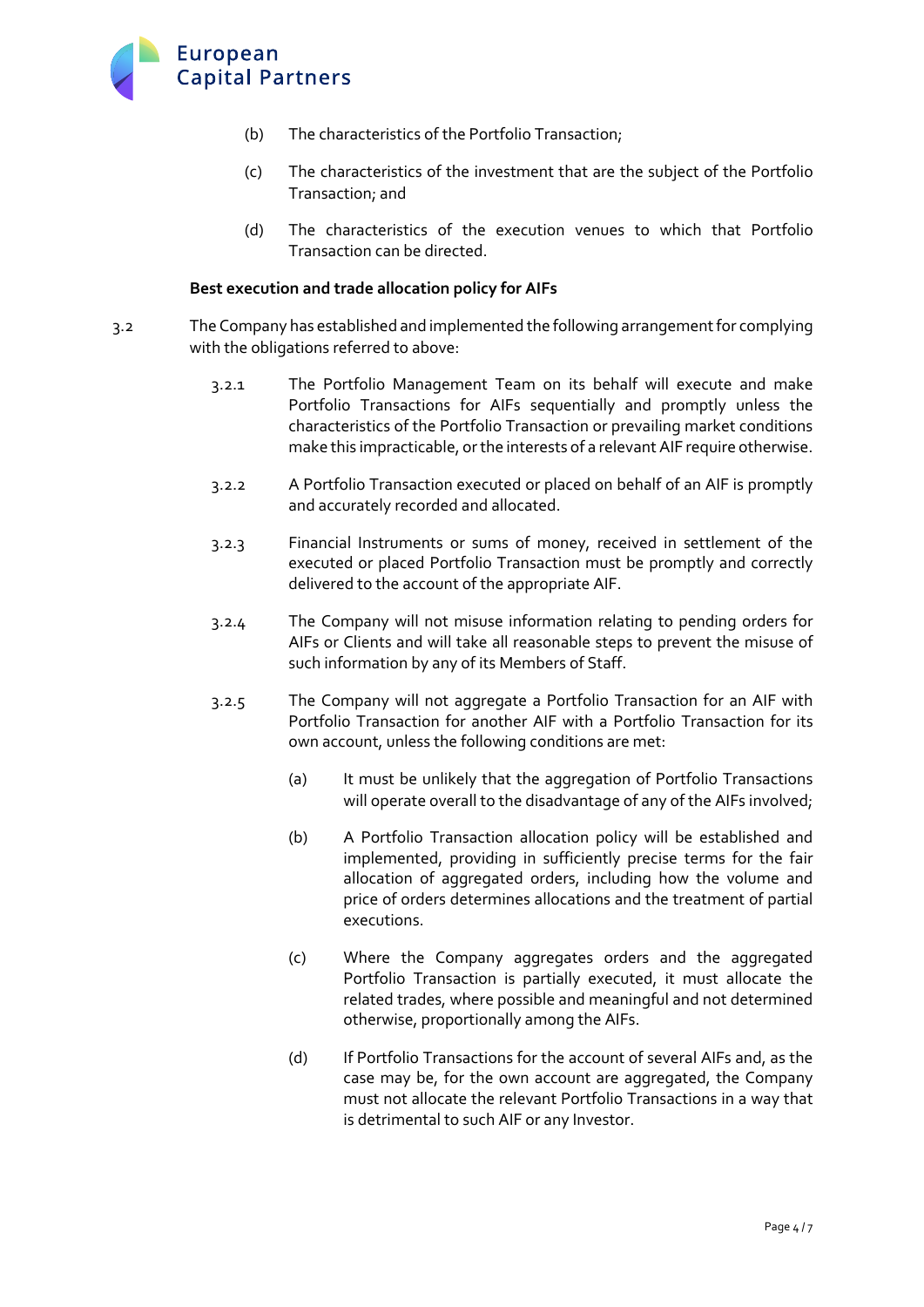(b) The characteristics of the Portfolio Transaction;

(c) The characteristics of the investment that are the subject of the Portfolio Transaction; and

(d) The characteristics of the execution venues to which that Portfolio Transaction can be directed.

**Best execution and trade allocation policy for AIFs**

3.2 The Company has established and implemented the following arrangement for complying with the obligations referred to above:

3.2.1 The Portfolio Management Team on its behalf will execute and make Portfolio Transactions for AIFs sequentially and promptly unless the characteristics of the Portfolio Transaction or prevailing market conditions make this impracticable, or the interests of a relevant AIF require otherwise.

3.2.2 A Portfolio Transaction executed or placed on behalf of an AIF is promptly and accurately recorded and allocated.

3.2.3 Financial Instruments or sums of money, received in settlement of the executed or placed Portfolio Transaction must be promptly and correctly delivered to the account of the appropriate AIF.

3.2.4 The Company will not misuse information relating to pending orders for AIFs or Clients and will take all reasonable steps to prevent the misuse of such information by any of its Members of Staff.

3.2.5 The Company will not aggregate a Portfolio Transaction for an AIF with Portfolio Transaction for another AIF with a Portfolio Transaction for its own account, unless the following conditions are met:

(a) It must be unlikely that the aggregation of Portfolio Transactions will operate overall to the disadvantage of any of the AIFs involved;

(b) A Portfolio Transaction allocation policy will be established and implemented, providing in sufficiently precise terms for the fair allocation of aggregated orders, including how the volume and price of orders determines allocations and the treatment of partial executions.

(c) Where the Company aggregates orders and the aggregated Portfolio Transaction is partially executed, it must allocate the related trades, where possible and meaningful and not determined otherwise, proportionally among the AIFs.

(d) If Portfolio Transactions for the account of several AIFs and, as the case may be, for the own account are aggregated, the Company must not allocate the relevant Portfolio Transactions in a way that is detrimental to such AIF or any Investor.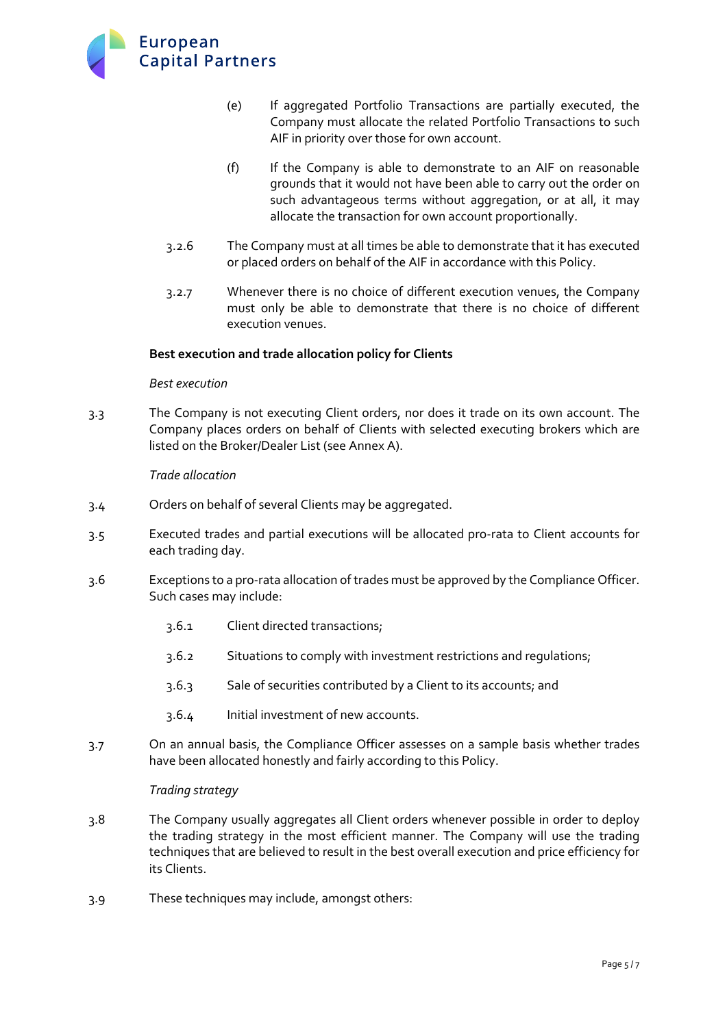(e) If aggregated Portfolio Transactions are partially executed, the Company must allocate the related Portfolio Transactions to such AIF in priority over those for own account.

(f) If the Company is able to demonstrate to an AIF on reasonable grounds that it would not have been able to carry out the order on such advantageous terms without aggregation, or at all, it may allocate the transaction for own account proportionally.

3.2.6 The Company must at all times be able to demonstrate that it has executed or placed orders on behalf of the AIF in accordance with this Policy.

3.2.7 Whenever there is no choice of different execution venues, the Company must only be able to demonstrate that there is no choice of different execution venues.

**Best execution and trade allocation policy for Clients**

*Best execution*

3.3 The Company is not executing Client orders, nor does it trade on its own account. The Company places orders on behalf of Clients with selected executing brokers which are listed on the Broker/Dealer List (see Annex A).

*Trade allocation*

3.4 Orders on behalf of several Clients may be aggregated.

3.5 Executed trades and partial executions will be allocated pro-rata to Client accounts for each trading day.

3.6 Exceptions to a pro-rata allocation of trades must be approved by the Compliance Officer. Such cases may include:

3.6.1 Client directed transactions;

3.6.2 Situations to comply with investment restrictions and regulations;

3.6.3 Sale of securities contributed by a Client to its accounts; and

3.6.4 Initial investment of new accounts.

3.7 On an annual basis, the Compliance Officer assesses on a sample basis whether trades have been allocated honestly and fairly according to this Policy.

*Trading strategy*

3.8 The Company usually aggregates all Client orders whenever possible in order to deploy the trading strategy in the most efficient manner. The Company will use the trading techniques that are believed to result in the best overall execution and price efficiency for its Clients.

3.9 These techniques may include, amongst others: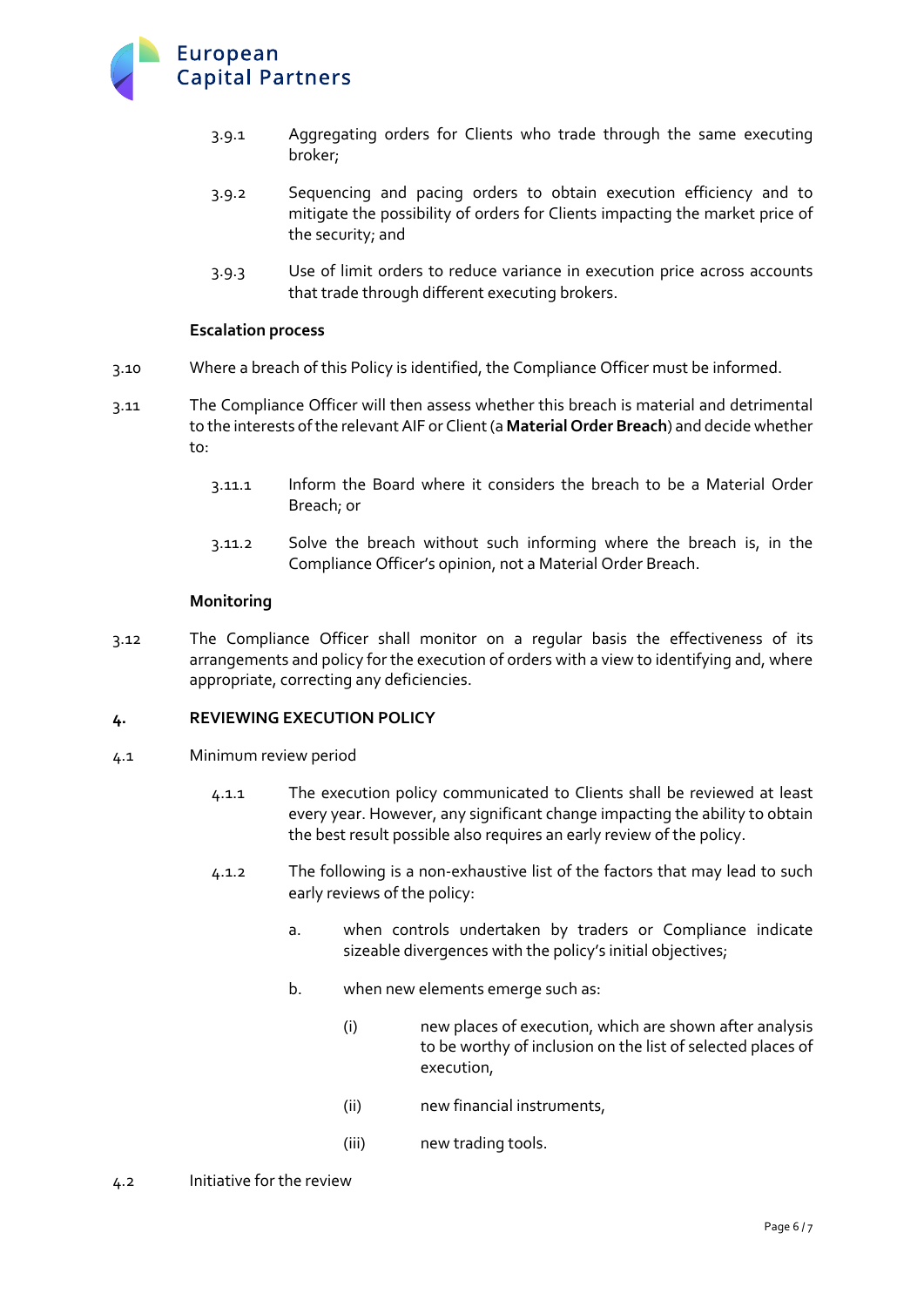3.9.1 Aggregating orders for Clients who trade through the same executing broker;

3.9.2 Sequencing and pacing orders to obtain execution efficiency and to mitigate the possibility of orders for Clients impacting the market price of the security; and

3.9.3 Use of limit orders to reduce variance in execution price across accounts that trade through different executing brokers.

**Escalation process**

3.10 Where a breach of this Policy is identified, the Compliance Officer must be informed.

3.11 The Compliance Officer will then assess whether this breach is material and detrimental to the interests of the relevant AIF or Client (a **Material Order Breach**) and decide whether to:

3.11.1 Inform the Board where it considers the breach to be a Material Order Breach; or

3.11.2 Solve the breach without such informing where the breach is, in the Compliance Officer's opinion, not a Material Order Breach.

**Monitoring**

3.12 The Compliance Officer shall monitor on a regular basis the effectiveness of its arrangements and policy for the execution of orders with a view to identifying and, where appropriate, correcting any deficiencies.

## 4. REVIEWING EXECUTION POLICY

4.1 Minimum review period

4.1.1 The execution policy communicated to Clients shall be reviewed at least every year. However, any significant change impacting the ability to obtain the best result possible also requires an early review of the policy.

4.1.2 The following is a non-exhaustive list of the factors that may lead to such early reviews of the policy:

a. when controls undertaken by traders or Compliance indicate sizeable divergences with the policy's initial objectives;

b. when new elements emerge such as:

(i) new places of execution, which are shown after analysis to be worthy of inclusion on the list of selected places of execution,

(ii) new financial instruments,

(iii) new trading tools.

4.2 Initiative for the review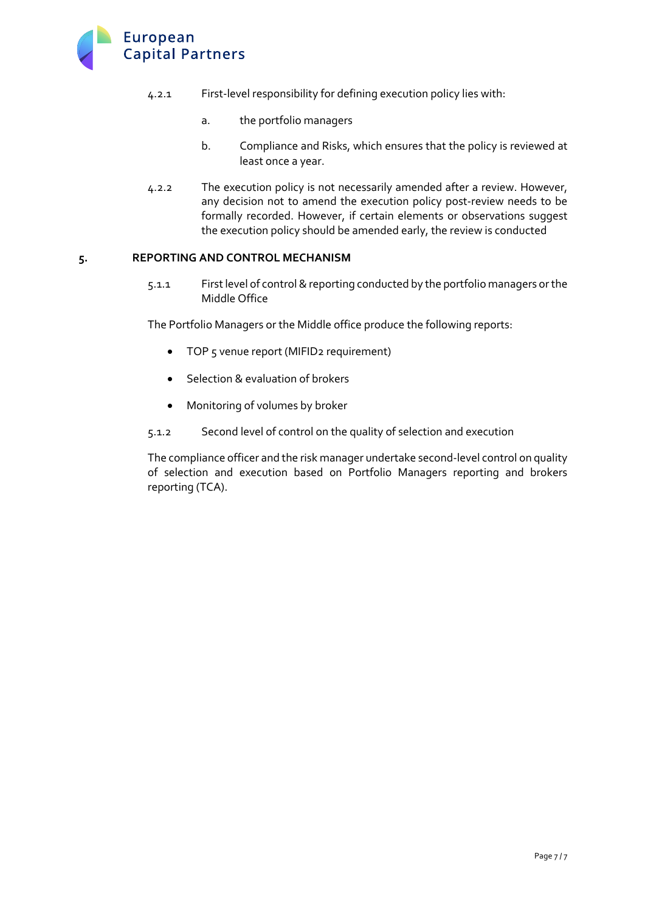4.2.1 First-level responsibility for defining execution policy lies with:

a. the portfolio managers

b. Compliance and Risks, which ensures that the policy is reviewed at least once a year.

4.2.2 The execution policy is not necessarily amended after a review. However, any decision not to amend the execution policy post-review needs to be formally recorded. However, if certain elements or observations suggest the execution policy should be amended early, the review is conducted

## 5. REPORTING AND CONTROL MECHANISM

5.1.1 First level of control & reporting conducted by the portfolio managers or the Middle Office

The Portfolio Managers or the Middle office produce the following reports:

- TOP 5 venue report (MIFID2 requirement)
- Selection & evaluation of brokers
- Monitoring of volumes by broker

5.1.2 Second level of control on the quality of selection and execution

The compliance officer and the risk manager undertake second-level control on quality of selection and execution based on Portfolio Managers reporting and brokers reporting (TCA).